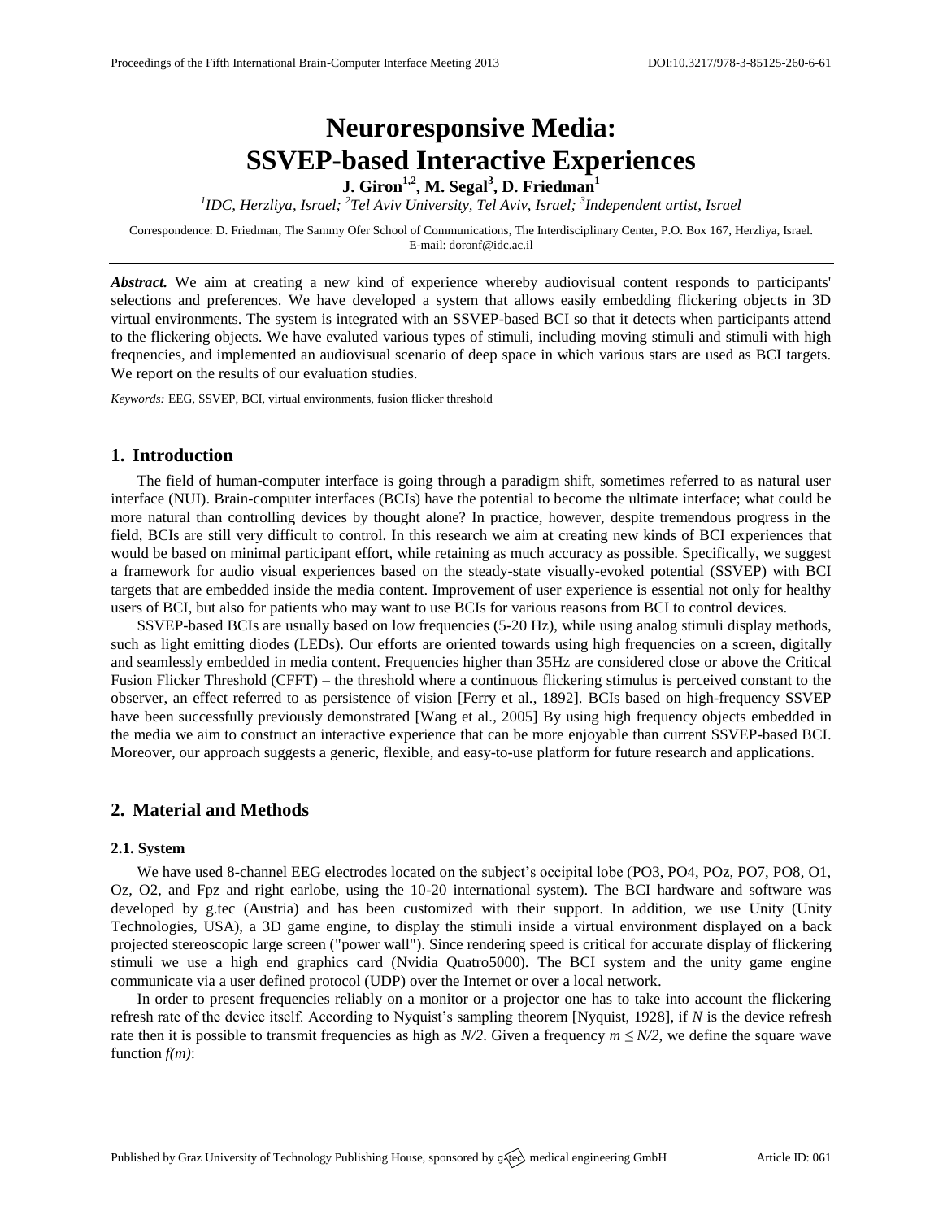# Neuroresponsive Media: SSVEP-based Interactive Experiences

**J. Giron[1,2], M. Segal[3], D. Friedman[1]**

*[1]IDC, Herzliya, Israel; [2]Tel Aviv University, Tel Aviv, Israel; [3]Independent artist, Israel*

Correspondence: D. Friedman, The Sammy Ofer School of Communications, The Interdisciplinary Center, P.O. Box 167, Herzliya, Israel. E-mail: doronf@idc.ac.il

***Abstract.*** We aim at creating a new kind of experience whereby audiovisual content responds to participants' selections and preferences. We have developed a system that allows easily embedding flickering objects in 3D virtual environments. The system is integrated with an SSVEP-based BCI so that it detects when participants attend to the flickering objects. We have evaluted various types of stimuli, including moving stimuli and stimuli with high freqnencies, and implemented an audiovisual scenario of deep space in which various stars are used as BCI targets. We report on the results of our evaluation studies.

*Keywords:* EEG, SSVEP, BCI, virtual environments, fusion flicker threshold

## 1. Introduction

The field of human-computer interface is going through a paradigm shift, sometimes referred to as natural user interface (NUI). Brain-computer interfaces (BCIs) have the potential to become the ultimate interface; what could be more natural than controlling devices by thought alone? In practice, however, despite tremendous progress in the field, BCIs are still very difficult to control. In this research we aim at creating new kinds of BCI experiences that would be based on minimal participant effort, while retaining as much accuracy as possible. Specifically, we suggest a framework for audio visual experiences based on the steady-state visually-evoked potential (SSVEP) with BCI targets that are embedded inside the media content. Improvement of user experience is essential not only for healthy users of BCI, but also for patients who may want to use BCIs for various reasons from BCI to control devices.

SSVEP-based BCIs are usually based on low frequencies (5-20 Hz), while using analog stimuli display methods, such as light emitting diodes (LEDs). Our efforts are oriented towards using high frequencies on a screen, digitally and seamlessly embedded in media content. Frequencies higher than 35Hz are considered close or above the Critical Fusion Flicker Threshold (CFFT) – the threshold where a continuous flickering stimulus is perceived constant to the observer, an effect referred to as persistence of vision [Ferry et al., 1892]. BCIs based on high-frequency SSVEP have been successfully previously demonstrated [Wang et al., 2005] By using high frequency objects embedded in the media we aim to construct an interactive experience that can be more enjoyable than current SSVEP-based BCI. Moreover, our approach suggests a generic, flexible, and easy-to-use platform for future research and applications.

## 2. Material and Methods

### 2.1. System

We have used 8-channel EEG electrodes located on the subject's occipital lobe (PO3, PO4, POz, PO7, PO8, O1, Oz, O2, and Fpz and right earlobe, using the 10-20 international system). The BCI hardware and software was developed by g.tec (Austria) and has been customized with their support. In addition, we use Unity (Unity Technologies, USA), a 3D game engine, to display the stimuli inside a virtual environment displayed on a back projected stereoscopic large screen ("power wall"). Since rendering speed is critical for accurate display of flickering stimuli we use a high end graphics card (Nvidia Quatro5000). The BCI system and the unity game engine communicate via a user defined protocol (UDP) over the Internet or over a local network.

In order to present frequencies reliably on a monitor or a projector one has to take into account the flickering refresh rate of the device itself. According to Nyquist's sampling theorem [Nyquist, 1928], if $N$ is the device refresh rate then it is possible to transmit frequencies as high as $N/2$. Given a frequency $m \leq N/2$, we define the square wave function $f(m)$: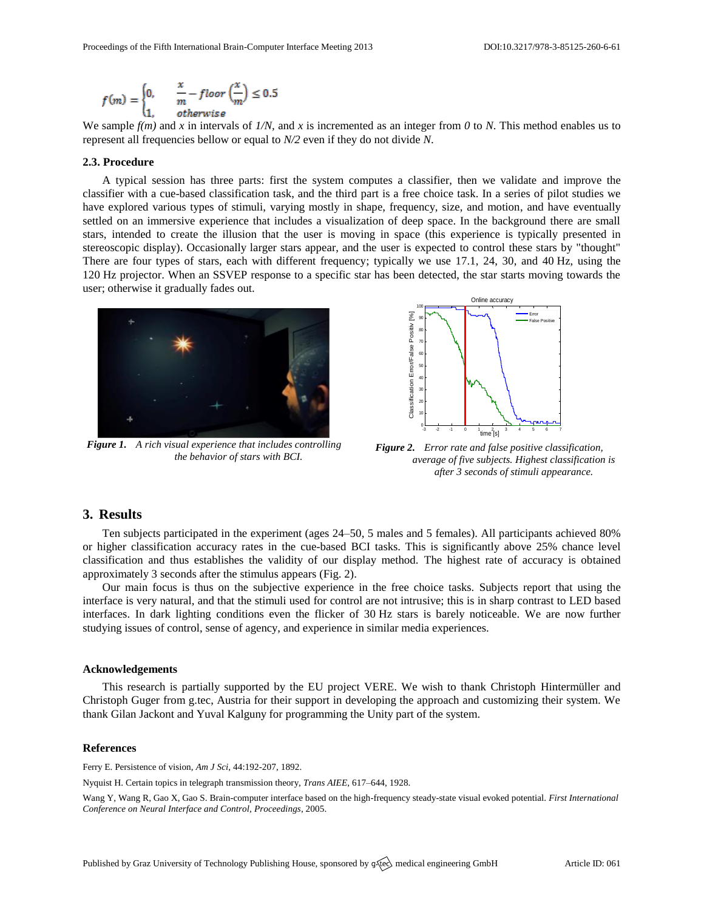$$f(m) = \begin{cases} 0, & \frac{x}{m} - floor\left(\frac{x}{m}\right) \leq 0.5 \\ 1, & otherwise \end{cases}$$

We sample $f(m)$ and $x$ in intervals of $1/N$, and $x$ is incremented as an integer from $0$ to $N$. This method enables us to represent all frequencies bellow or equal to $N/2$ even if they do not divide $N$.

### 2.3. Procedure

A typical session has three parts: first the system computes a classifier, then we validate and improve the classifier with a cue-based classification task, and the third part is a free choice task. In a series of pilot studies we have explored various types of stimuli, varying mostly in shape, frequency, size, and motion, and have eventually settled on an immersive experience that includes a visualization of deep space. In the background there are small stars, intended to create the illusion that the user is moving in space (this experience is typically presented in stereoscopic display). Occasionally larger stars appear, and the user is expected to control these stars by "thought" There are four types of stars, each with different frequency; typically we use 17.1, 24, 30, and 40 Hz, using the 120 Hz projector. When an SSVEP response to a specific star has been detected, the star starts moving towards the user; otherwise it gradually fades out.

***Figure 1.*** *A rich visual experience that includes controlling the behavior of stars with BCI.*

Online accuracy

Error
False Positive

Classification Error/False Positiv [%]

time [s]

***Figure 2.*** *Error rate and false positive classification, average of five subjects. Highest classification is after 3 seconds of stimuli appearance.*

## 3. Results

Ten subjects participated in the experiment (ages 24–50, 5 males and 5 females). All participants achieved 80% or higher classification accuracy rates in the cue-based BCI tasks. This is significantly above 25% chance level classification and thus establishes the validity of our display method. The highest rate of accuracy is obtained approximately 3 seconds after the stimulus appears (Fig. 2).

Our main focus is thus on the subjective experience in the free choice tasks. Subjects report that using the interface is very natural, and that the stimuli used for control are not intrusive; this is in sharp contrast to LED based interfaces. In dark lighting conditions even the flicker of 30 Hz stars is barely noticeable. We are now further studying issues of control, sense of agency, and experience in similar media experiences.

### Acknowledgements

This research is partially supported by the EU project VERE. We wish to thank Christoph Hintermüller and Christoph Guger from g.tec, Austria for their support in developing the approach and customizing their system. We thank Gilan Jackont and Yuval Kalguny for programming the Unity part of the system.

### References

Ferry E. Persistence of vision, *Am J Sci*, 44:192-207, 1892.

Nyquist H. Certain topics in telegraph transmission theory, *Trans AIEE*, 617–644, 1928.

Wang Y, Wang R, Gao X, Gao S. Brain-computer interface based on the high-frequency steady-state visual evoked potential. *First International Conference on Neural Interface and Control, Proceedings*, 2005.